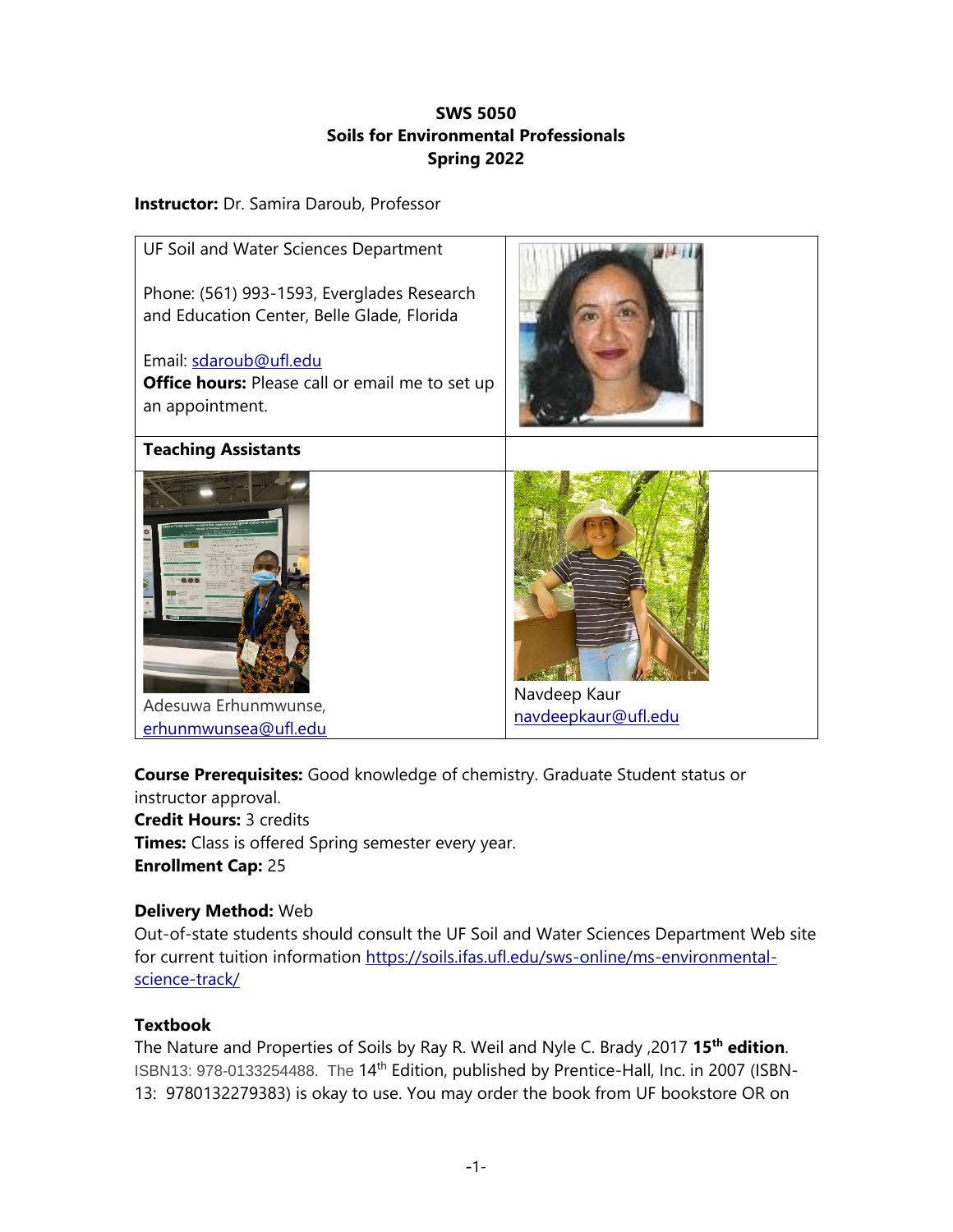# SWS 5050
## Soils for Environmental Professionals
## Spring 2022

**Instructor:** Dr. Samira Daroub, Professor

| | |
|---|---|
| UF Soil and Water Sciences Department<br><br>Phone: (561) 993-1593, Everglades Research and Education Center, Belle Glade, Florida<br><br>Email: sdaroub@ufl.edu<br>**Office hours:** Please call or email me to set up an appointment. | |
| **Teaching Assistants** | |
| Adesuwa Erhunmwunse, erhunmwunsea@ufl.edu | Navdeep Kaur navdeepkaur@ufl.edu |

**Course Prerequisites:** Good knowledge of chemistry. Graduate Student status or instructor approval.
**Credit Hours:** 3 credits
**Times:** Class is offered Spring semester every year.
**Enrollment Cap:** 25

**Delivery Method:** Web
Out-of-state students should consult the UF Soil and Water Sciences Department Web site for current tuition information https://soils.ifas.ufl.edu/sws-online/ms-environmental-science-track/

**Textbook**
The Nature and Properties of Soils by Ray R. Weil and Nyle C. Brady ,2017 **15th edition**. ISBN13: 978-0133254488. The 14th Edition, published by Prentice-Hall, Inc. in 2007 (ISBN-13: 9780132279383) is okay to use. You may order the book from UF bookstore OR on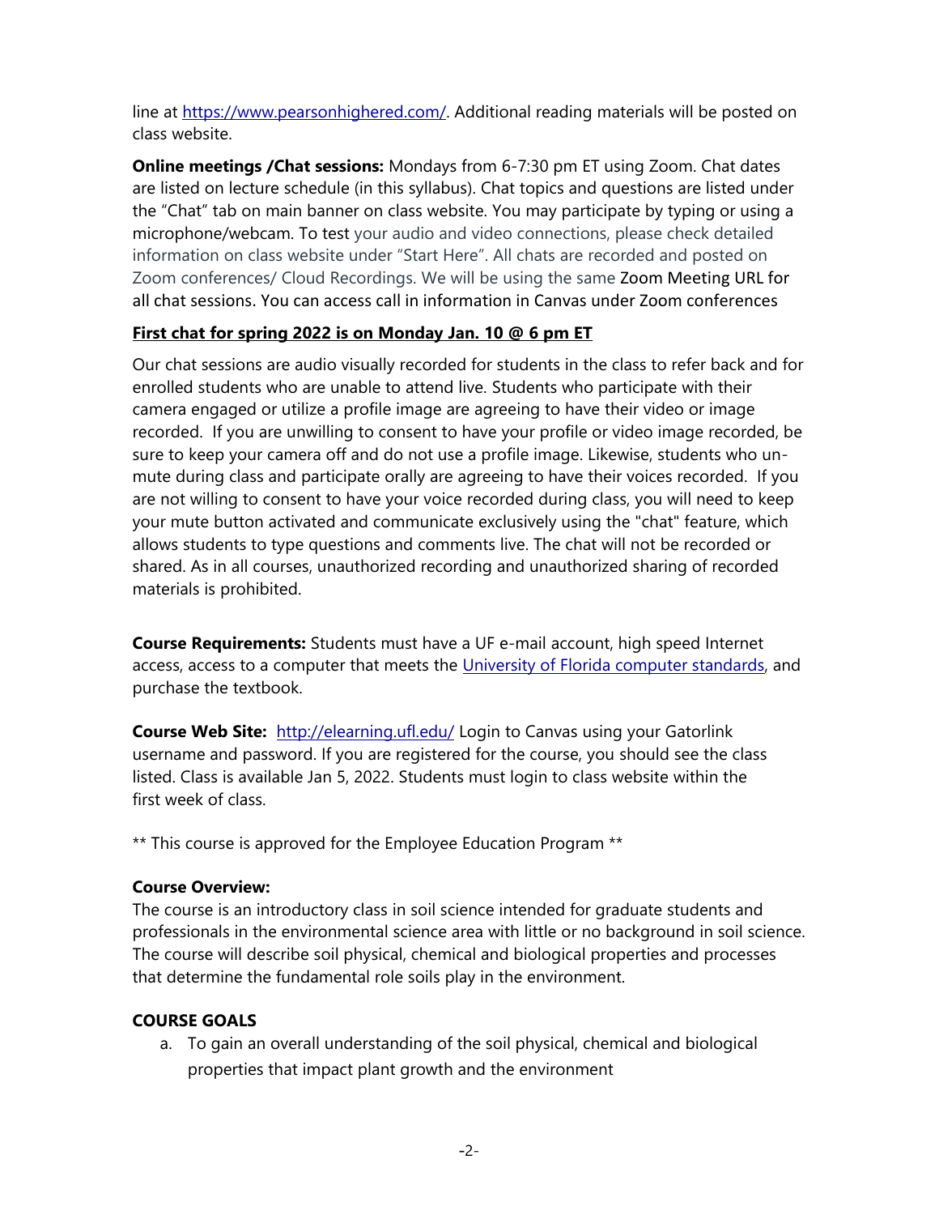line at [https://www.pearsonhighered.com/](https://www.pearsonhighered.com/). Additional reading materials will be posted on class website.

**Online meetings /Chat sessions:** Mondays from 6-7:30 pm ET using Zoom. Chat dates are listed on lecture schedule (in this syllabus). Chat topics and questions are listed under the "Chat" tab on main banner on class website. You may participate by typing or using a microphone/webcam. To test your audio and video connections, please check detailed information on class website under "Start Here". All chats are recorded and posted on Zoom conferences/ Cloud Recordings. We will be using the same Zoom Meeting URL for all chat sessions. You can access call in information in Canvas under Zoom conferences

**First chat for spring 2022 is on Monday Jan. 10 @ 6 pm ET**

Our chat sessions are audio visually recorded for students in the class to refer back and for enrolled students who are unable to attend live. Students who participate with their camera engaged or utilize a profile image are agreeing to have their video or image recorded. If you are unwilling to consent to have your profile or video image recorded, be sure to keep your camera off and do not use a profile image. Likewise, students who un-mute during class and participate orally are agreeing to have their voices recorded. If you are not willing to consent to have your voice recorded during class, you will need to keep your mute button activated and communicate exclusively using the "chat" feature, which allows students to type questions and comments live. The chat will not be recorded or shared. As in all courses, unauthorized recording and unauthorized sharing of recorded materials is prohibited.

**Course Requirements:** Students must have a UF e-mail account, high speed Internet access, access to a computer that meets the University of Florida computer standards, and purchase the textbook.

**Course Web Site:** [http://elearning.ufl.edu/](http://elearning.ufl.edu/) Login to Canvas using your Gatorlink username and password. If you are registered for the course, you should see the class listed. Class is available Jan 5, 2022. Students must login to class website within the first week of class.

** This course is approved for the Employee Education Program **

**Course Overview:**
The course is an introductory class in soil science intended for graduate students and professionals in the environmental science area with little or no background in soil science. The course will describe soil physical, chemical and biological properties and processes that determine the fundamental role soils play in the environment.

**COURSE GOALS**

a. To gain an overall understanding of the soil physical, chemical and biological properties that impact plant growth and the environment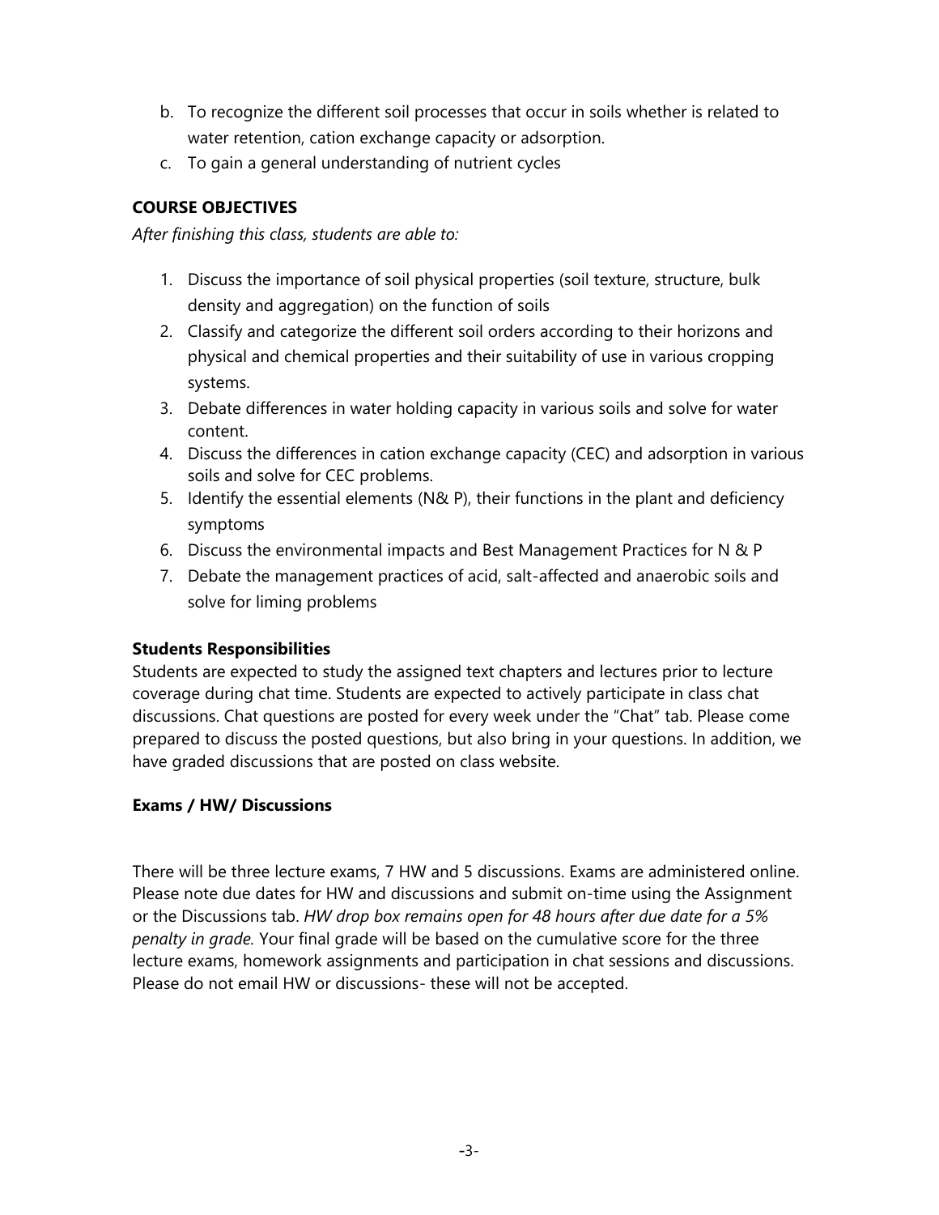b. To recognize the different soil processes that occur in soils whether is related to water retention, cation exchange capacity or adsorption.
c. To gain a general understanding of nutrient cycles

### COURSE OBJECTIVES

*After finishing this class, students are able to:*

1. Discuss the importance of soil physical properties (soil texture, structure, bulk density and aggregation) on the function of soils
2. Classify and categorize the different soil orders according to their horizons and physical and chemical properties and their suitability of use in various cropping systems.
3. Debate differences in water holding capacity in various soils and solve for water content.
4. Discuss the differences in cation exchange capacity (CEC) and adsorption in various soils and solve for CEC problems.
5. Identify the essential elements (N& P), their functions in the plant and deficiency symptoms
6. Discuss the environmental impacts and Best Management Practices for N & P
7. Debate the management practices of acid, salt-affected and anaerobic soils and solve for liming problems

### Students Responsibilities

Students are expected to study the assigned text chapters and lectures prior to lecture coverage during chat time. Students are expected to actively participate in class chat discussions. Chat questions are posted for every week under the "Chat" tab. Please come prepared to discuss the posted questions, but also bring in your questions. In addition, we have graded discussions that are posted on class website.

### Exams / HW/ Discussions

There will be three lecture exams, 7 HW and 5 discussions. Exams are administered online. Please note due dates for HW and discussions and submit on-time using the Assignment or the Discussions tab. *HW drop box remains open for 48 hours after due date for a 5% penalty in grade.* Your final grade will be based on the cumulative score for the three lecture exams, homework assignments and participation in chat sessions and discussions. Please do not email HW or discussions- these will not be accepted.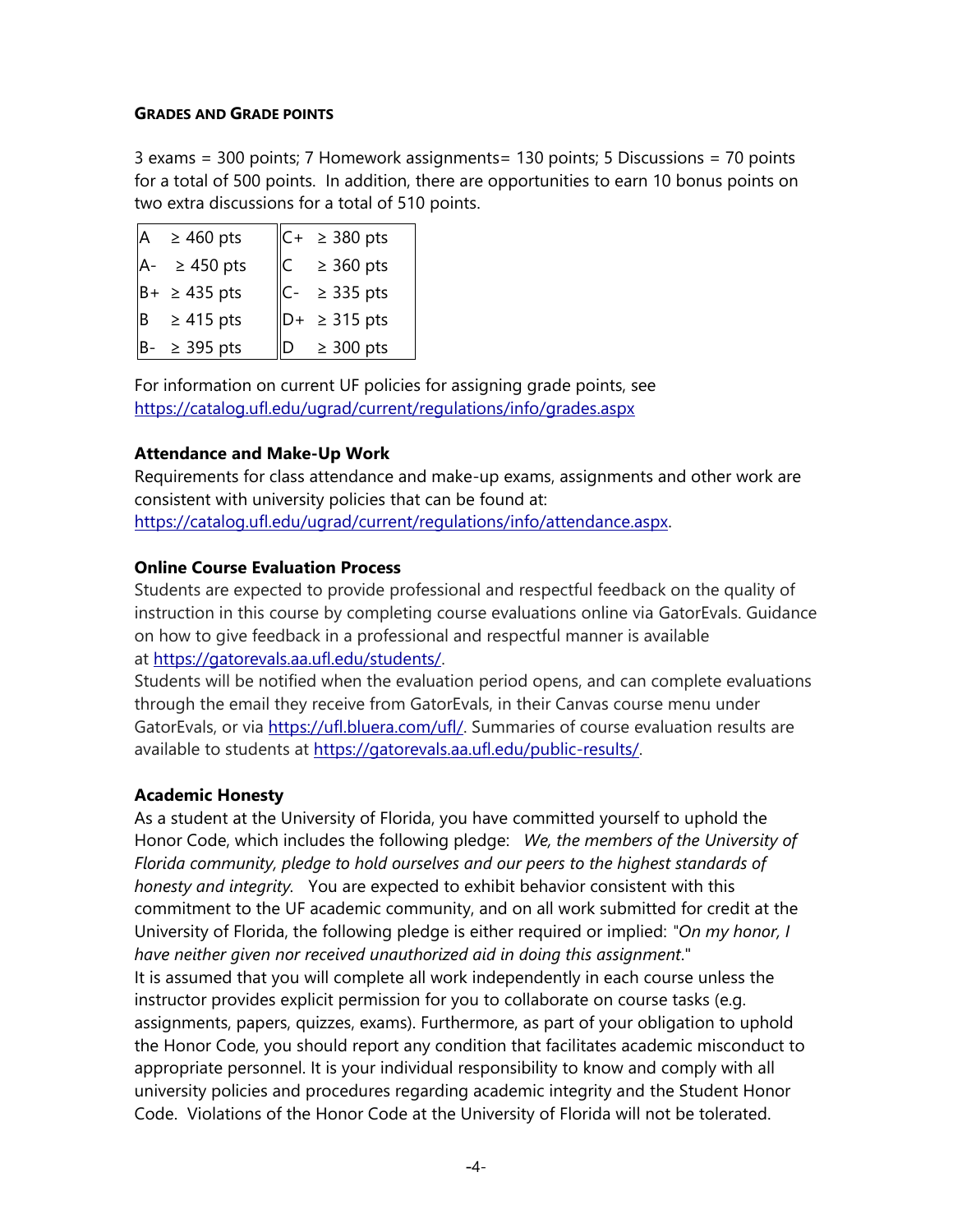#### GRADES AND GRADE POINTS

3 exams = 300 points; 7 Homework assignments= 130 points; 5 Discussions = 70 points for a total of 500 points. In addition, there are opportunities to earn 10 bonus points on two extra discussions for a total of 510 points.

| | | | |
|---|---|---|---|
| A | ≥ 460 pts | C+ | ≥ 380 pts |
| A- | ≥ 450 pts | C | ≥ 360 pts |
| B+ | ≥ 435 pts | C- | ≥ 335 pts |
| B | ≥ 415 pts | D+ | ≥ 315 pts |
| B- | ≥ 395 pts | D | ≥ 300 pts |

For information on current UF policies for assigning grade points, see https://catalog.ufl.edu/ugrad/current/regulations/info/grades.aspx

**Attendance and Make-Up Work**

Requirements for class attendance and make-up exams, assignments and other work are consistent with university policies that can be found at: https://catalog.ufl.edu/ugrad/current/regulations/info/attendance.aspx.

**Online Course Evaluation Process**

Students are expected to provide professional and respectful feedback on the quality of instruction in this course by completing course evaluations online via GatorEvals. Guidance on how to give feedback in a professional and respectful manner is available at https://gatorevals.aa.ufl.edu/students/.

Students will be notified when the evaluation period opens, and can complete evaluations through the email they receive from GatorEvals, in their Canvas course menu under GatorEvals, or via https://ufl.bluera.com/ufl/. Summaries of course evaluation results are available to students at https://gatorevals.aa.ufl.edu/public-results/.

**Academic Honesty**

As a student at the University of Florida, you have committed yourself to uphold the Honor Code, which includes the following pledge: *We, the members of the University of Florida community, pledge to hold ourselves and our peers to the highest standards of honesty and integrity.* You are expected to exhibit behavior consistent with this commitment to the UF academic community, and on all work submitted for credit at the University of Florida, the following pledge is either required or implied: "*On my honor, I have neither given nor received unauthorized aid in doing this assignment*."

It is assumed that you will complete all work independently in each course unless the instructor provides explicit permission for you to collaborate on course tasks (e.g. assignments, papers, quizzes, exams). Furthermore, as part of your obligation to uphold the Honor Code, you should report any condition that facilitates academic misconduct to appropriate personnel. It is your individual responsibility to know and comply with all university policies and procedures regarding academic integrity and the Student Honor Code. Violations of the Honor Code at the University of Florida will not be tolerated.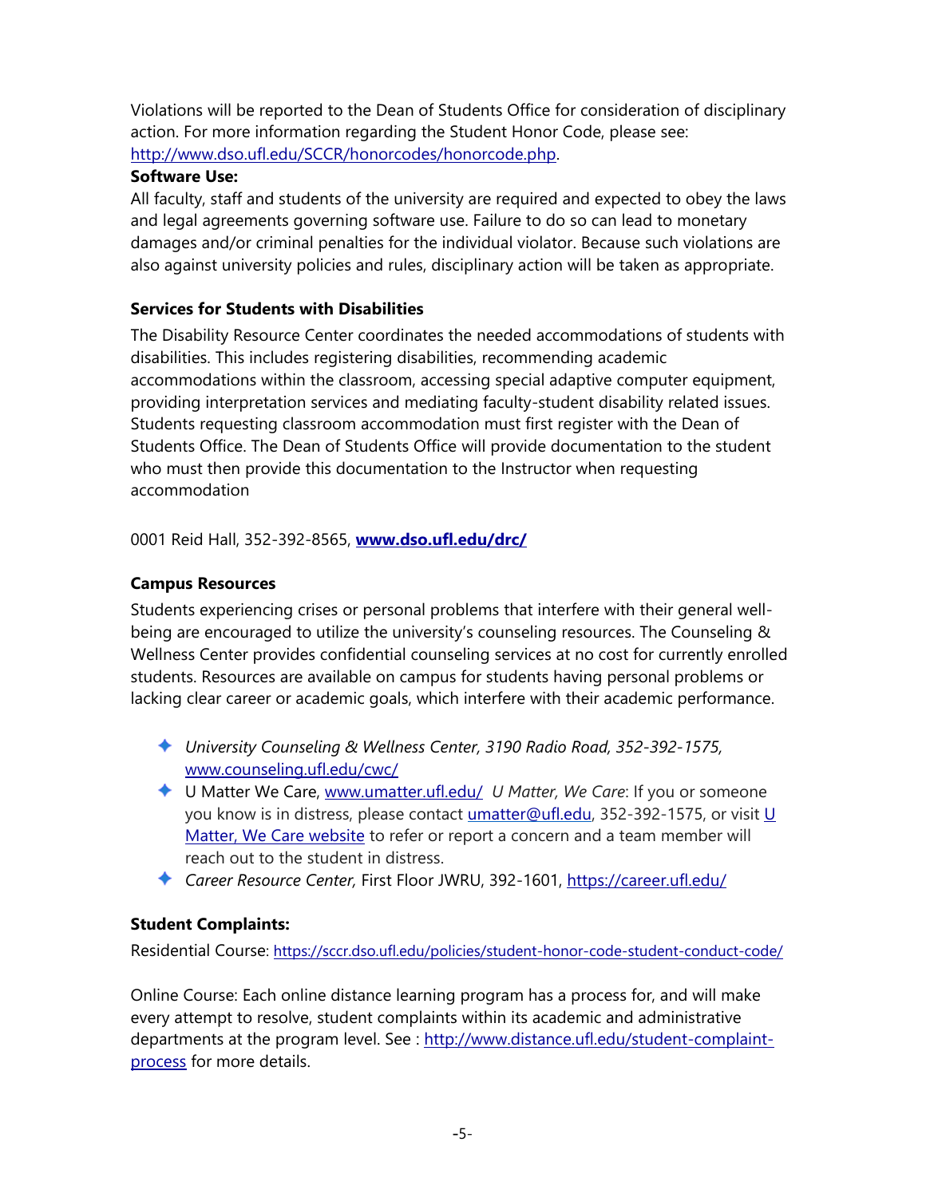Violations will be reported to the Dean of Students Office for consideration of disciplinary action. For more information regarding the Student Honor Code, please see: http://www.dso.ufl.edu/SCCR/honorcodes/honorcode.php.

**Software Use:**

All faculty, staff and students of the university are required and expected to obey the laws and legal agreements governing software use. Failure to do so can lead to monetary damages and/or criminal penalties for the individual violator. Because such violations are also against university policies and rules, disciplinary action will be taken as appropriate.

**Services for Students with Disabilities**

The Disability Resource Center coordinates the needed accommodations of students with disabilities. This includes registering disabilities, recommending academic accommodations within the classroom, accessing special adaptive computer equipment, providing interpretation services and mediating faculty-student disability related issues. Students requesting classroom accommodation must first register with the Dean of Students Office. The Dean of Students Office will provide documentation to the student who must then provide this documentation to the Instructor when requesting accommodation

0001 Reid Hall, 352-392-8565, **www.dso.ufl.edu/drc/**

**Campus Resources**

Students experiencing crises or personal problems that interfere with their general well-being are encouraged to utilize the university's counseling resources. The Counseling & Wellness Center provides confidential counseling services at no cost for currently enrolled students. Resources are available on campus for students having personal problems or lacking clear career or academic goals, which interfere with their academic performance.

- *University Counseling & Wellness Center, 3190 Radio Road, 352-392-1575,* www.counseling.ufl.edu/cwc/
- U Matter We Care, www.umatter.ufl.edu/ *U Matter, We Care*: If you or someone you know is in distress, please contact umatter@ufl.edu, 352-392-1575, or visit U Matter, We Care website to refer or report a concern and a team member will reach out to the student in distress.
- *Career Resource Center,* First Floor JWRU, 392-1601, https://career.ufl.edu/

**Student Complaints:**

Residential Course: https://sccr.dso.ufl.edu/policies/student-honor-code-student-conduct-code/

Online Course: Each online distance learning program has a process for, and will make every attempt to resolve, student complaints within its academic and administrative departments at the program level. See : http://www.distance.ufl.edu/student-complaint-process for more details.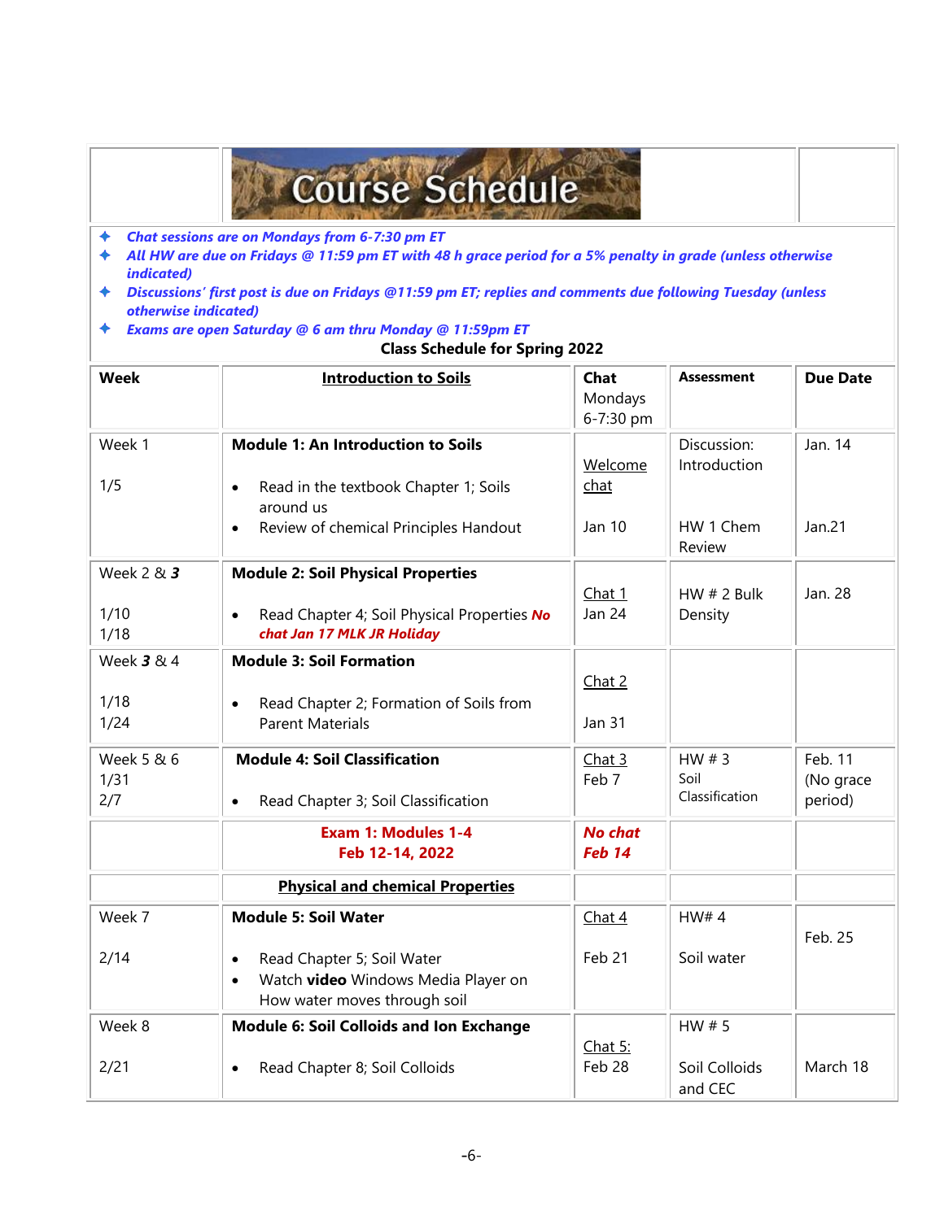# Course Schedule

- ***Chat sessions are on Mondays from 6-7:30 pm ET***
- ***All HW are due on Fridays @ 11:59 pm ET with 48 h grace period for a 5% penalty in grade (unless otherwise indicated)***
- ***Discussions' first post is due on Fridays @11:59 pm ET; replies and comments due following Tuesday (unless otherwise indicated)***
- ***Exams are open Saturday @ 6 am thru Monday @ 11:59pm ET***

**Class Schedule for Spring 2022**

| **Week** | **Introduction to Soils** | **Chat** Mondays 6-7:30 pm | **Assessment** | **Due Date** |
|---|---|---|---|---|
| Week 1<br><br>1/5 | **Module 1: An Introduction to Soils**<br>• Read in the textbook Chapter 1; Soils around us<br>• Review of chemical Principles Handout | Welcome chat<br><br>Jan 10 | Discussion: Introduction<br><br>HW 1 Chem Review | Jan. 14<br><br>Jan.21 |
| Week 2 & ***3***<br><br>1/10<br>1/18 | **Module 2: Soil Physical Properties**<br>• Read Chapter 4; Soil Physical Properties ***No chat Jan 17 MLK JR Holiday*** | Chat 1<br>Jan 24 | HW # 2 Bulk Density | Jan. 28 |
| Week ***3*** & 4<br><br>1/18<br>1/24 | **Module 3: Soil Formation**<br>• Read Chapter 2; Formation of Soils from Parent Materials | Chat 2<br><br>Jan 31 | | |
| Week 5 & 6<br>1/31<br>2/7 | **Module 4: Soil Classification**<br>• Read Chapter 3; Soil Classification | Chat 3<br>Feb 7 | HW # 3 Soil Classification | Feb. 11 (No grace period) |
| | **Exam 1: Modules 1-4**<br>**Feb 12-14, 2022** | ***No chat Feb 14*** | | |
| | **Physical and chemical Properties** | | | |
| Week 7<br><br>2/14 | **Module 5: Soil Water**<br>• Read Chapter 5; Soil Water<br>• Watch **video** Windows Media Player on How water moves through soil | Chat 4<br><br>Feb 21 | HW# 4<br><br>Soil water | Feb. 25 |
| Week 8<br><br>2/21 | **Module 6: Soil Colloids and Ion Exchange**<br>• Read Chapter 8; Soil Colloids | Chat 5:<br>Feb 28 | HW # 5<br><br>Soil Colloids and CEC | March 18 |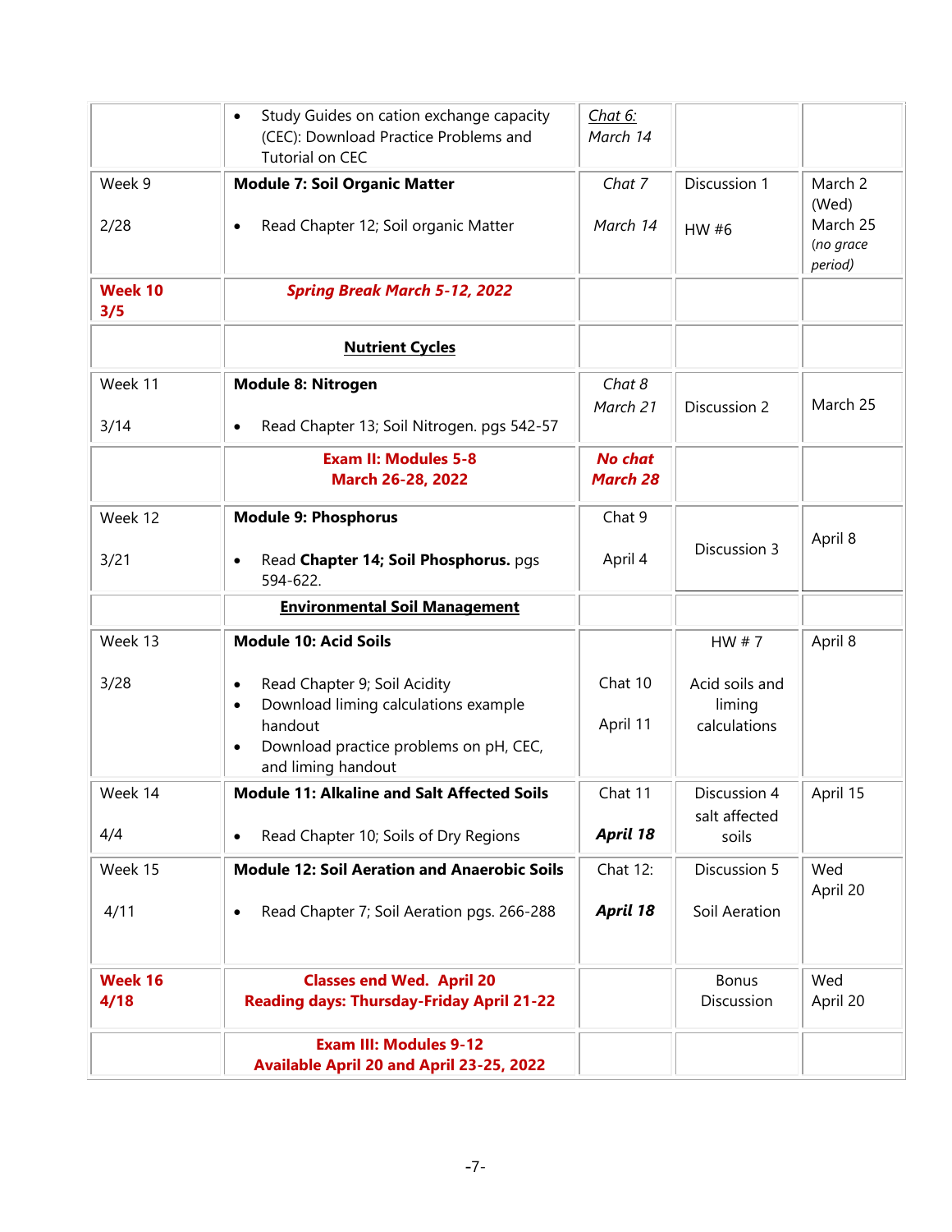| | | | | |
|---|---|---|---|---|
| | • Study Guides on cation exchange capacity (CEC): Download Practice Problems and Tutorial on CEC | *Chat 6: March 14* | | |
| Week 9<br><br>2/28 | **Module 7: Soil Organic Matter**<br><br>• Read Chapter 12; Soil organic Matter | *Chat 7*<br><br>*March 14* | Discussion 1<br><br>HW #6 | March 2 (Wed)<br>March 25 *(no grace period)* |
| ***Week 10 3/5*** | ***Spring Break March 5-12, 2022*** | | | |
| | **Nutrient Cycles** | | | |
| Week 11<br><br>3/14 | **Module 8: Nitrogen**<br><br>• Read Chapter 13; Soil Nitrogen. pgs 542-57 | *Chat 8*<br>*March 21* | Discussion 2 | March 25 |
| | **Exam II: Modules 5-8**<br>**March 26-28, 2022** | ***No chat March 28*** | | |
| Week 12<br><br>3/21 | **Module 9: Phosphorus**<br><br>• Read **Chapter 14; Soil Phosphorus.** pgs 594-622. | Chat 9<br><br>April 4 | Discussion 3 | April 8 |
| | **Environmental Soil Management** | | | |
| Week 13<br><br>3/28 | **Module 10: Acid Soils**<br><br>• Read Chapter 9; Soil Acidity<br>• Download liming calculations example handout<br>• Download practice problems on pH, CEC, and liming handout | Chat 10<br><br>April 11 | HW # 7<br><br>Acid soils and liming calculations | April 8 |
| Week 14<br><br>4/4 | **Module 11: Alkaline and Salt Affected Soils**<br><br>• Read Chapter 10; Soils of Dry Regions | Chat 11<br><br>***April 18*** | Discussion 4 salt affected soils | April 15 |
| Week 15<br><br>4/11 | **Module 12: Soil Aeration and Anaerobic Soils**<br><br>• Read Chapter 7; Soil Aeration pgs. 266-288 | Chat 12:<br><br>***April 18*** | Discussion 5<br><br>Soil Aeration | Wed April 20 |
| **Week 16 4/18** | **Classes end Wed. April 20**<br>**Reading days: Thursday-Friday April 21-22** | | Bonus Discussion | Wed April 20 |
| | **Exam III: Modules 9-12**<br>**Available April 20 and April 23-25, 2022** | | | |